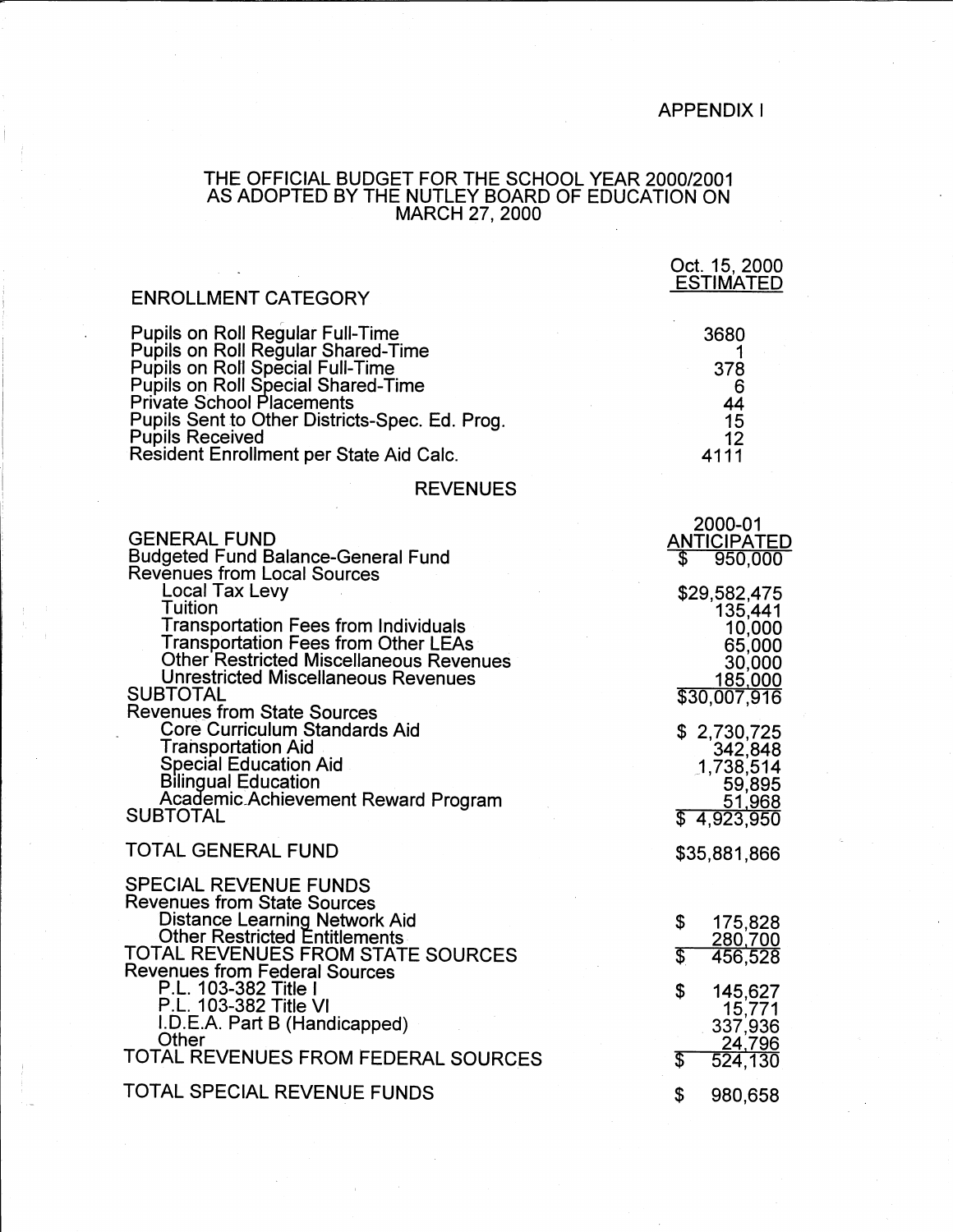APPENDIX I

# THE OFFICIAL BUDGET FOR THE SCHOOL YEAR 2000/2001 AS ADOPTED BY THE NUTLEY BOARD OF EDUCATION ON MARCH 27, 2000

| ENROLLMENT CATEGORY | Oct. 15, 2000 ESTIMATED |
|---|---|
| Pupils on Roll Regular Full-Time | 3680 |
| Pupils on Roll Regular Shared-Time | 1 |
| Pupils on Roll Special Full-Time | 378 |
| Pupils on Roll Special Shared-Time | 6 |
| Private School Placements | 44 |
| Pupils Sent to Other Districts-Spec. Ed. Prog. | 15 |
| Pupils Received | 12 |
| Resident Enrollment per State Aid Calc. | 4111 |

## REVENUES

| GENERAL FUND | 2000-01 ANTICIPATED |
|---|---|
| Budgeted Fund Balance-General Fund | $ 950,000 |
| Revenues from Local Sources | |
| Local Tax Levy | $29,582,475 |
| Tuition | 135,441 |
| Transportation Fees from Individuals | 10,000 |
| Transportation Fees from Other LEAs | 65,000 |
| Other Restricted Miscellaneous Revenues | 30,000 |
| Unrestricted Miscellaneous Revenues | 185,000 |
| SUBTOTAL | $30,007,916 |
| Revenues from State Sources | |
| Core Curriculum Standards Aid | $ 2,730,725 |
| Transportation Aid | 342,848 |
| Special Education Aid | 1,738,514 |
| Bilingual Education | 59,895 |
| Academic Achievement Reward Program | 51,968 |
| SUBTOTAL | $ 4,923,950 |
| TOTAL GENERAL FUND | $35,881,866 |
| SPECIAL REVENUE FUNDS | |
| Revenues from State Sources | |
| Distance Learning Network Aid | $ 175,828 |
| Other Restricted Entitlements | 280,700 |
| TOTAL REVENUES FROM STATE SOURCES | $ 456,528 |
| Revenues from Federal Sources | |
| P.L. 103-382 Title I | $ 145,627 |
| P.L. 103-382 Title VI | 15,771 |
| I.D.E.A. Part B (Handicapped) | 337,936 |
| Other | 24,796 |
| TOTAL REVENUES FROM FEDERAL SOURCES | $ 524,130 |
| TOTAL SPECIAL REVENUE FUNDS | $ 980,658 |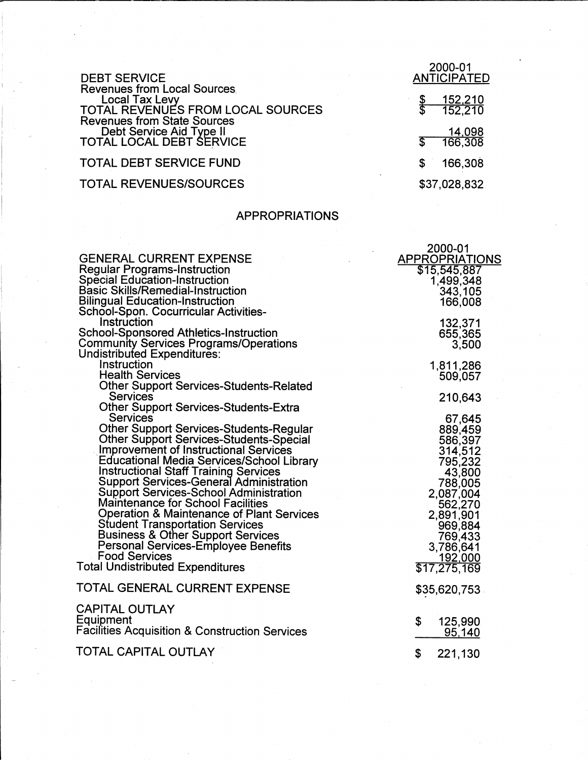| DEBT SERVICE | 2000-01 ANTICIPATED |
|---|---|
| Revenues from Local Sources | |
| Local Tax Levy | $ 152,210 |
| TOTAL REVENUES FROM LOCAL SOURCES | $ 152,210 |
| Revenues from State Sources | |
| Debt Service Aid Type II | 14,098 |
| TOTAL LOCAL DEBT SERVICE | $ 166,308 |
| TOTAL DEBT SERVICE FUND | $ 166,308 |
| TOTAL REVENUES/SOURCES | $37,028,832 |

## APPROPRIATIONS

| GENERAL CURRENT EXPENSE | 2000-01 APPROPRIATIONS |
|---|---|
| Regular Programs-Instruction | $15,545,887 |
| Special Education-Instruction | 1,499,348 |
| Basic Skills/Remedial-Instruction | 343,105 |
| Bilingual Education-Instruction | 166,008 |
| School-Spon. Cocurricular Activities-Instruction | 132,371 |
| School-Sponsored Athletics-Instruction | 655,365 |
| Community Services Programs/Operations | 3,500 |
| Undistributed Expenditures: | |
| Instruction | 1,811,286 |
| Health Services | 509,057 |
| Other Support Services-Students-Related Services | 210,643 |
| Other Support Services-Students-Extra Services | 67,645 |
| Other Support Services-Students-Regular | 889,459 |
| Other Support Services-Students-Special | 586,397 |
| Improvement of Instructional Services | 314,512 |
| Educational Media Services/School Library | 795,232 |
| Instructional Staff Training Services | 43,800 |
| Support Services-General Administration | 788,005 |
| Support Services-School Administration | 2,087,004 |
| Maintenance for School Facilities | 562,270 |
| Operation & Maintenance of Plant Services | 2,891,901 |
| Student Transportation Services | 969,884 |
| Business & Other Support Services | 769,433 |
| Personal Services-Employee Benefits | 3,786,641 |
| Food Services | 192,000 |
| Total Undistributed Expenditures | $17,275,169 |
| TOTAL GENERAL CURRENT EXPENSE | $35,620,753 |
| CAPITAL OUTLAY | |
| Equipment | $ 125,990 |
| Facilities Acquisition & Construction Services | 95,140 |
| TOTAL CAPITAL OUTLAY | $ 221,130 |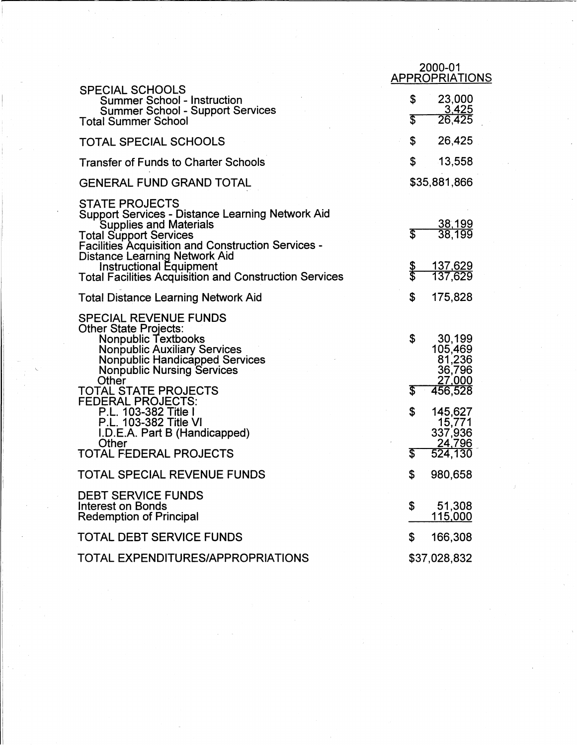| | 2000-01 APPROPRIATIONS |
|---|---|
| SPECIAL SCHOOLS | |
| Summer School - Instruction | $ 23,000 |
| Summer School - Support Services | 3,425 |
| Total Summer School | $ 26,425 |
| TOTAL SPECIAL SCHOOLS | $ 26,425 |
| Transfer of Funds to Charter Schools | $ 13,558 |
| GENERAL FUND GRAND TOTAL | $35,881,866 |
| STATE PROJECTS | |
| Support Services - Distance Learning Network Aid | |
| Supplies and Materials | 38,199 |
| Total Support Services | $ 38,199 |
| Facilities Acquisition and Construction Services - Distance Learning Network Aid | |
| Instructional Equipment | $ 137,629 |
| Total Facilities Acquisition and Construction Services | $ 137,629 |
| Total Distance Learning Network Aid | $ 175,828 |
| SPECIAL REVENUE FUNDS | |
| Other State Projects: | |
| Nonpublic Textbooks | $ 30,199 |
| Nonpublic Auxiliary Services | 105,469 |
| Nonpublic Handicapped Services | 81,236 |
| Nonpublic Nursing Services | 36,796 |
| Other | 27,000 |
| TOTAL STATE PROJECTS | $ 456,528 |
| FEDERAL PROJECTS: | |
| P.L. 103-382 Title I | $ 145,627 |
| P.L. 103-382 Title VI | 15,771 |
| I.D.E.A. Part B (Handicapped) | 337,936 |
| Other | 24,796 |
| TOTAL FEDERAL PROJECTS | $ 524,130 |
| TOTAL SPECIAL REVENUE FUNDS | $ 980,658 |
| DEBT SERVICE FUNDS | |
| Interest on Bonds | $ 51,308 |
| Redemption of Principal | 115,000 |
| TOTAL DEBT SERVICE FUNDS | $ 166,308 |
| TOTAL EXPENDITURES/APPROPRIATIONS | $37,028,832 |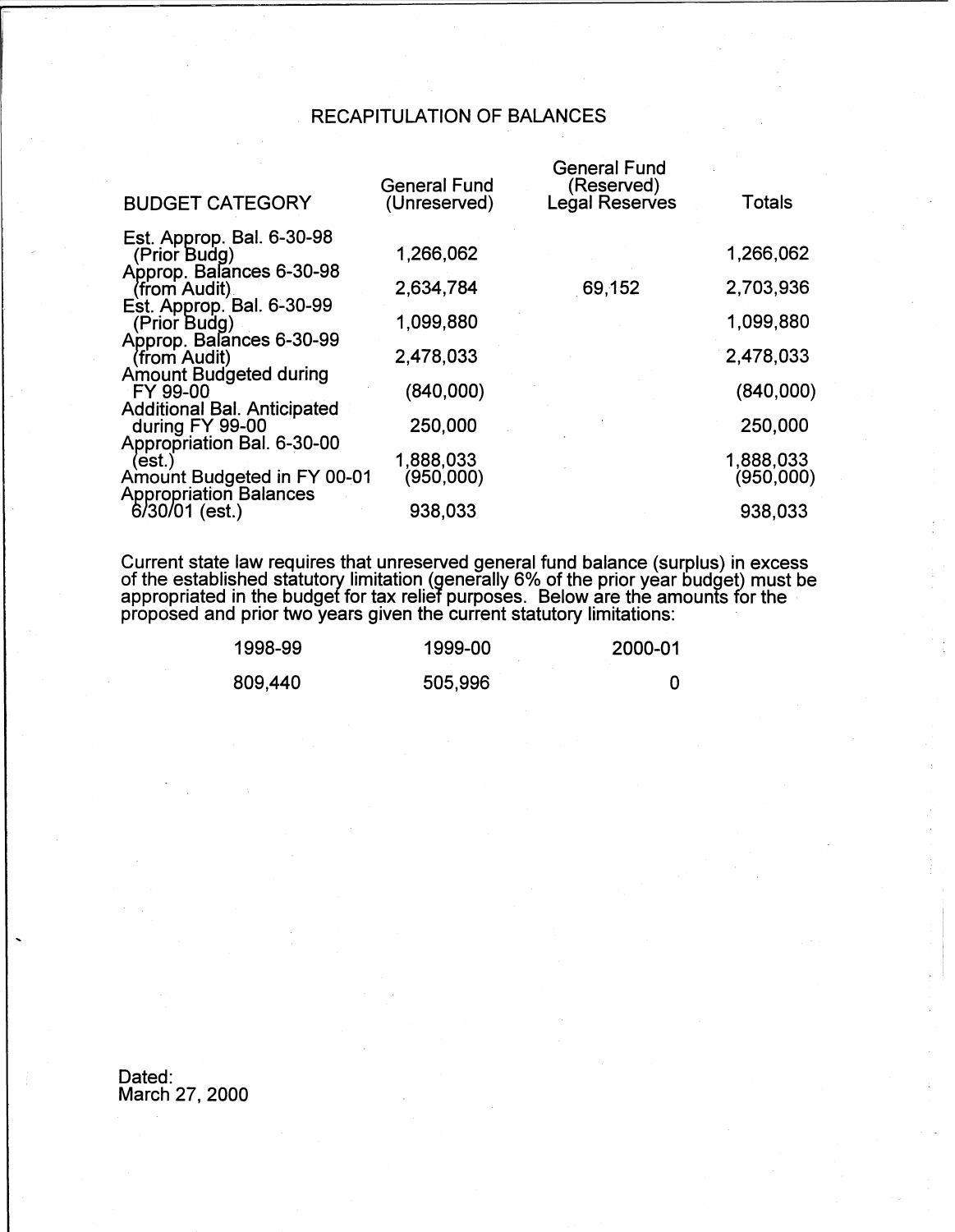# RECAPITULATION OF BALANCES

| BUDGET CATEGORY | General Fund (Unreserved) | General Fund (Reserved) Legal Reserves | Totals |
| --- | --- | --- | --- |
| Est. Approp. Bal. 6-30-98 (Prior Budg) | 1,266,062 | | 1,266,062 |
| Approp. Balances 6-30-98 (from Audit) | 2,634,784 | 69,152 | 2,703,936 |
| Est. Approp. Bal. 6-30-99 (Prior Budg) | 1,099,880 | | 1,099,880 |
| Approp. Balances 6-30-99 (from Audit) | 2,478,033 | | 2,478,033 |
| Amount Budgeted during FY 99-00 | (840,000) | | (840,000) |
| Additional Bal. Anticipated during FY 99-00 | 250,000 | | 250,000 |
| Appropriation Bal. 6-30-00 (est.) | 1,888,033 | | 1,888,033 |
| Amount Budgeted in FY 00-01 | (950,000) | | (950,000) |
| Appropriation Balances 6/30/01 (est.) | 938,033 | | 938,033 |

Current state law requires that unreserved general fund balance (surplus) in excess of the established statutory limitation (generally 6% of the prior year budget) must be appropriated in the budget for tax relief purposes. Below are the amounts for the proposed and prior two years given the current statutory limitations:

| 1998-99 | 1999-00 | 2000-01 |
| --- | --- | --- |
| 809,440 | 505,996 | 0 |

Dated:
March 27, 2000